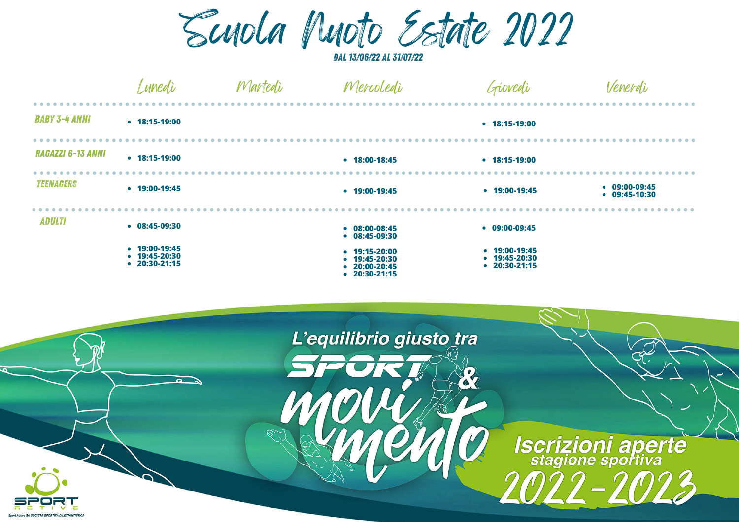# Scuola Nuoto Estate 2022

**DAL 13/06/22 AL 31/07/22**

| | Lunedì | Martedì | Mercoledì | Giovedì | Venerdì |
|---|---|---|---|---|---|
| **BABY 3-4 ANNI** | • 18:15-19:00 | | | • 18:15-19:00 | |
| **RAGAZZI 6-13 ANNI** | • 18:15-19:00 | | • 18:00-18:45 | • 18:15-19:00 | |
| **TEENAGERS** | • 19:00-19:45 | | • 19:00-19:45 | • 19:00-19:45 | • 09:00-09:45<br>• 09:45-10:30 |
| **ADULTI** | • 08:45-09:30<br><br>• 19:00-19:45<br>• 19:45-20:30<br>• 20:30-21:15 | | • 08:00-08:45<br>• 08:45-09:30<br><br>• 19:15-20:00<br>• 19:45-20:30<br>• 20:00-20:45<br>• 20:30-21:15 | • 09:00-09:45<br><br>• 19:00-19:45<br>• 19:45-20:30<br>• 20:30-21:15 | |

L'equilibrio giusto tra

SPORT & movimento

**Iscrizioni aperte**
stagione sportiva
**2022-2023**

SPORT ACTIVE

Sport Active Srl SOCIETÀ SPORTIVA DILETTANTISTICA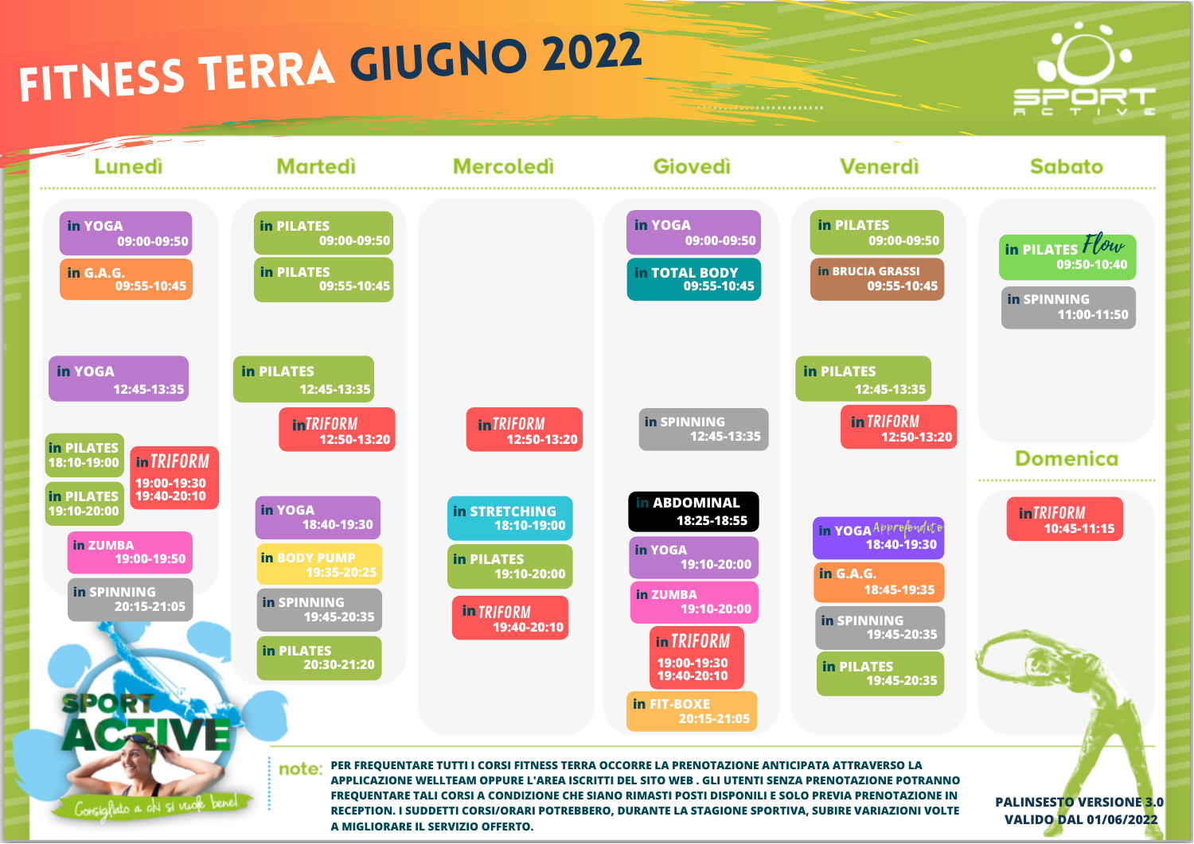# FITNESS TERRA GIUGNO 2022

SPORT ACTIVE

## Lunedì

- in YOGA 09:00-09:50
- in G.A.G. 09:55-10:45
- in YOGA 12:45-13:35
- in PILATES 18:10-19:00
- in PILATES 19:10-20:00
- in TRIFORM 19:00-19:30 / 19:40-20:10
- in ZUMBA 19:00-19:50
- in SPINNING 20:15-21:05

## Martedì

- in PILATES 09:00-09:50
- in PILATES 09:55-10:45
- in PILATES 12:45-13:35
- in TRIFORM 12:50-13:20
- in YOGA 18:40-19:30
- in BODY PUMP 19:35-20:25
- in SPINNING 19:45-20:35
- in PILATES 20:30-21:20

## Mercoledì

- in TRIFORM 12:50-13:20
- in STRETCHING 18:10-19:00
- in PILATES 19:10-20:00
- in TRIFORM 19:40-20:10

## Giovedì

- in YOGA 09:00-09:50
- in TOTAL BODY 09:55-10:45
- in SPINNING 12:45-13:35
- in ABDOMINAL 18:25-18:55
- in YOGA 19:10-20:00
- in ZUMBA 19:10-20:00
- in TRIFORM 19:00-19:30 / 19:40-20:10
- in FIT-BOXE 20:15-21:05

## Venerdì

- in PILATES 09:00-09:50
- in BRUCIA GRASSI 09:55-10:45
- in PILATES 12:45-13:35
- in TRIFORM 12:50-13:20
- in YOGA Approfondito 18:40-19:30
- in G.A.G. 18:45-19:35
- in SPINNING 19:45-20:35
- in PILATES 19:45-20:35

## Sabato

- in PILATES Flow 09:50-10:40
- in SPINNING 11:00-11:50

## Domenica

- in TRIFORM 10:45-11:15

SPORT ACTIVE – Consigliato a chi si vuole bene!

**note:** PER FREQUENTARE TUTTI I CORSI FITNESS TERRA OCCORRE LA PRENOTAZIONE ANTICIPATA ATTRAVERSO LA APPLICAZIONE WELLTEAM OPPURE L'AREA ISCRITTI DEL SITO WEB . GLI UTENTI SENZA PRENOTAZIONE POTRANNO FREQUENTARE TALI CORSI A CONDIZIONE CHE SIANO RIMASTI POSTI DISPONILI E SOLO PREVIA PRENOTAZIONE IN RECEPTION. I SUDDETTI CORSI/ORARI POTREBBERO, DURANTE LA STAGIONE SPORTIVA, SUBIRE VARIAZIONI VOLTE A MIGLIORARE IL SERVIZIO OFFERTO.

PALINSESTO VERSIONE 3.0
VALIDO DAL 01/06/2022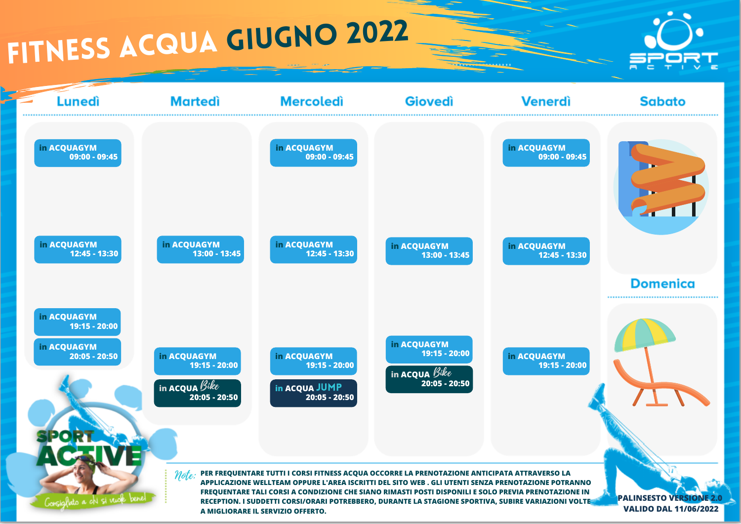# FITNESS ACQUA GIUGNO 2022

SPORT ACTIVE

| Lunedì | Martedì | Mercoledì | Giovedì | Venerdì | Sabato |
|---|---|---|---|---|---|
| in ACQUAGYM 09:00 - 09:45 | | in ACQUAGYM 09:00 - 09:45 | | in ACQUAGYM 09:00 - 09:45 | |
| in ACQUAGYM 12:45 - 13:30 | in ACQUAGYM 13:00 - 13:45 | in ACQUAGYM 12:45 - 13:30 | in ACQUAGYM 13:00 - 13:45 | in ACQUAGYM 12:45 - 13:30 | |
| in ACQUAGYM 19:15 - 20:00 | in ACQUAGYM 19:15 - 20:00 | in ACQUAGYM 19:15 - 20:00 | in ACQUAGYM 19:15 - 20:00 | in ACQUAGYM 19:15 - 20:00 | |
| in ACQUAGYM 20:05 - 20:50 | in ACQUA Bike 20:05 - 20:50 | in ACQUA JUMP 20:05 - 20:50 | in ACQUA Bike 20:05 - 20:50 | | |

**Domenica**

SPORT ACTIVE

Consigliato a chi si vuole bene!

*Note:* PER FREQUENTARE TUTTI I CORSI FITNESS ACQUA OCCORRE LA PRENOTAZIONE ANTICIPATA ATTRAVERSO LA APPLICAZIONE WELLTEAM OPPURE L'AREA ISCRITTI DEL SITO WEB . GLI UTENTI SENZA PRENOTAZIONE POTRANNO FREQUENTARE TALI CORSI A CONDIZIONE CHE SIANO RIMASTI POSTI DISPONILI E SOLO PREVIA PRENOTAZIONE IN RECEPTION. I SUDDETTI CORSI/ORARI POTREBBERO, DURANTE LA STAGIONE SPORTIVA, SUBIRE VARIAZIONI VOLTE A MIGLIORARE IL SERVIZIO OFFERTO.

PALINSESTO VERSIONE 2.0
VALIDO DAL 11/06/2022